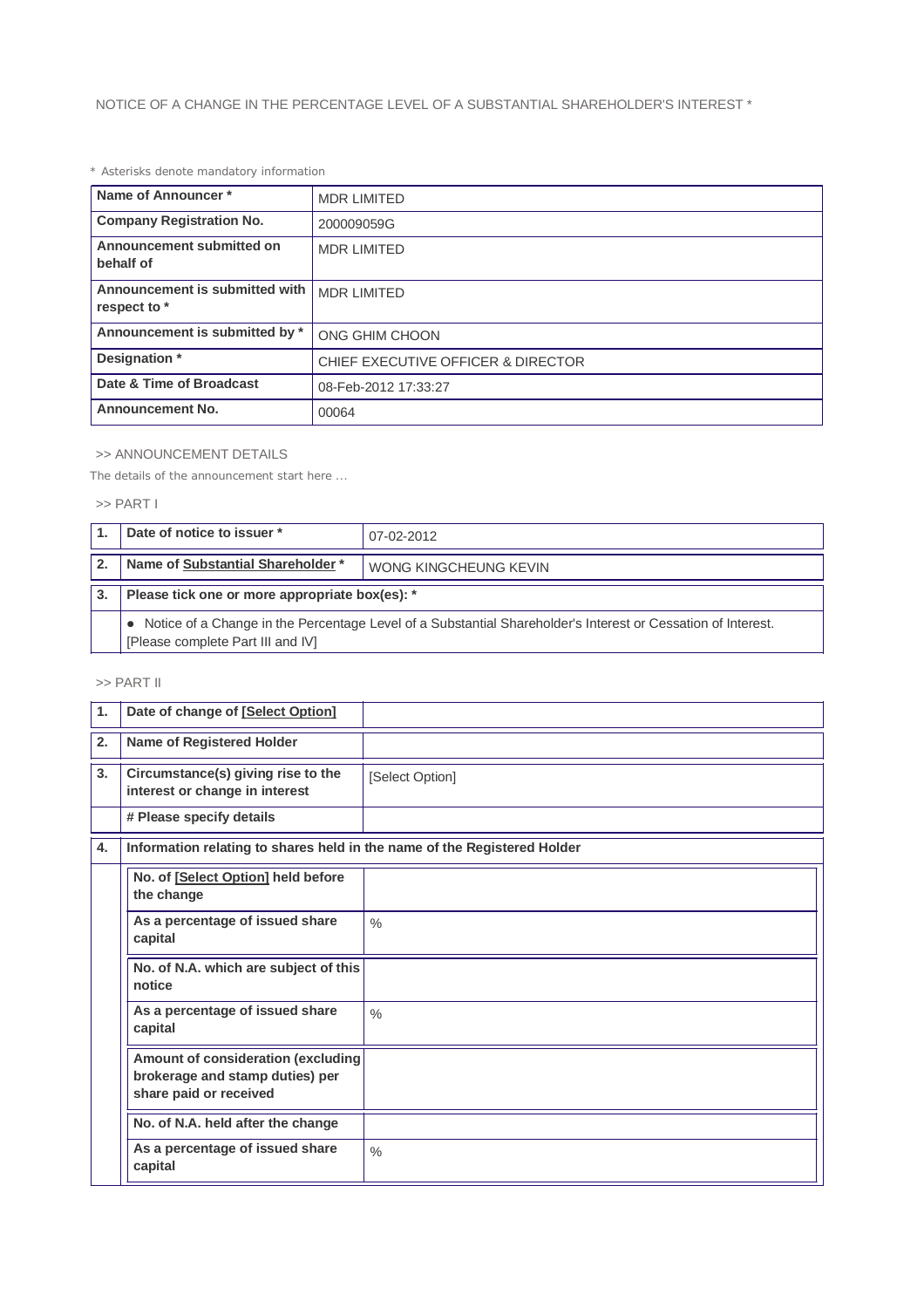NOTICE OF A CHANGE IN THE PERCENTAGE LEVEL OF A SUBSTANTIAL SHAREHOLDER'S INTEREST *

* Asterisks denote mandatory information

| Name of Announcer * | MDR LIMITED |
|---|---|
| Company Registration No. | 200009059G |
| Announcement submitted on behalf of | MDR LIMITED |
| Announcement is submitted with respect to * | MDR LIMITED |
| Announcement is submitted by * | ONG GHIM CHOON |
| Designation * | CHIEF EXECUTIVE OFFICER & DIRECTOR |
| Date & Time of Broadcast | 08-Feb-2012 17:33:27 |
| Announcement No. | 00064 |

>> ANNOUNCEMENT DETAILS

The details of the announcement start here ...

>> PART I

| 1. | Date of notice to issuer * | 07-02-2012 |
|---|---|---|
| 2. | Name of Substantial Shareholder * | WONG KINGCHEUNG KEVIN |
| 3. | Please tick one or more appropriate box(es): * | |
| | • Notice of a Change in the Percentage Level of a Substantial Shareholder's Interest or Cessation of Interest. [Please complete Part III and IV] | |

>> PART II

| 1. | Date of change of [Select Option] | |
|---|---|---|
| 2. | Name of Registered Holder | |
| 3. | Circumstance(s) giving rise to the interest or change in interest | [Select Option] |
| | # Please specify details | |
| 4. | Information relating to shares held in the name of the Registered Holder | |
| | No. of [Select Option] held before the change | |
| | As a percentage of issued share capital | % |
| | No. of N.A. which are subject of this notice | |
| | As a percentage of issued share capital | % |
| | Amount of consideration (excluding brokerage and stamp duties) per share paid or received | |
| | No. of N.A. held after the change | |
| | As a percentage of issued share capital | % |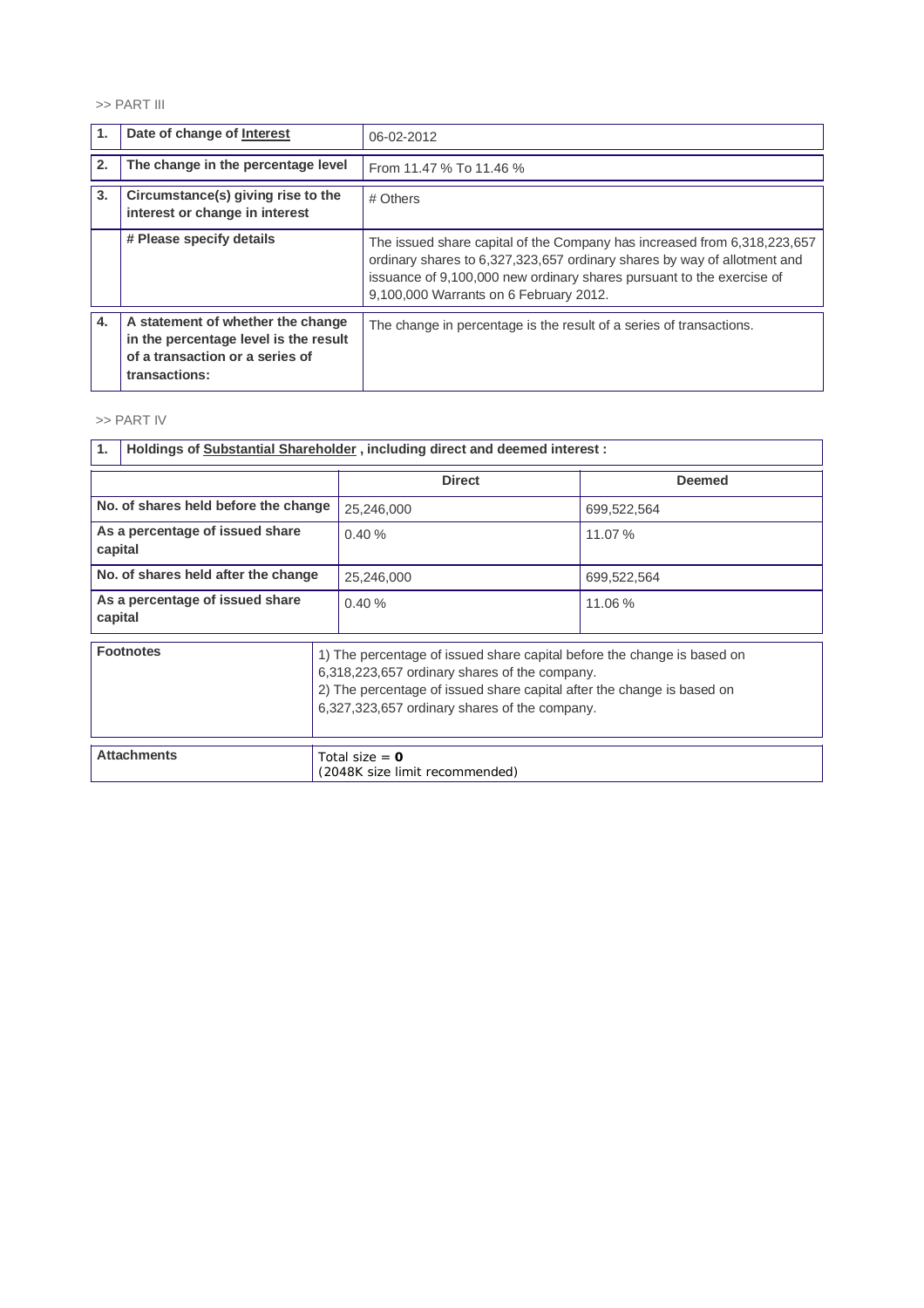>> PART III

| | | |
|---|---|---|
| 1. | **Date of change of Interest** | 06-02-2012 |
| 2. | **The change in the percentage level** | From 11.47 % To 11.46 % |
| 3. | **Circumstance(s) giving rise to the interest or change in interest** | # Others |
| | **# Please specify details** | The issued share capital of the Company has increased from 6,318,223,657 ordinary shares to 6,327,323,657 ordinary shares by way of allotment and issuance of 9,100,000 new ordinary shares pursuant to the exercise of 9,100,000 Warrants on 6 February 2012. |
| 4. | **A statement of whether the change in the percentage level is the result of a transaction or a series of transactions:** | The change in percentage is the result of a series of transactions. |

>> PART IV

**1. Holdings of Substantial Shareholder , including direct and deemed interest :**

| | **Direct** | **Deemed** |
|---|---|---|
| **No. of shares held before the change** | 25,246,000 | 699,522,564 |
| **As a percentage of issued share capital** | 0.40 % | 11.07 % |
| **No. of shares held after the change** | 25,246,000 | 699,522,564 |
| **As a percentage of issued share capital** | 0.40 % | 11.06 % |

| | |
|---|---|
| **Footnotes** | 1) The percentage of issued share capital before the change is based on 6,318,223,657 ordinary shares of the company.<br>2) The percentage of issued share capital after the change is based on 6,327,323,657 ordinary shares of the company. |
| **Attachments** | Total size = **0**<br>(2048K size limit recommended) |